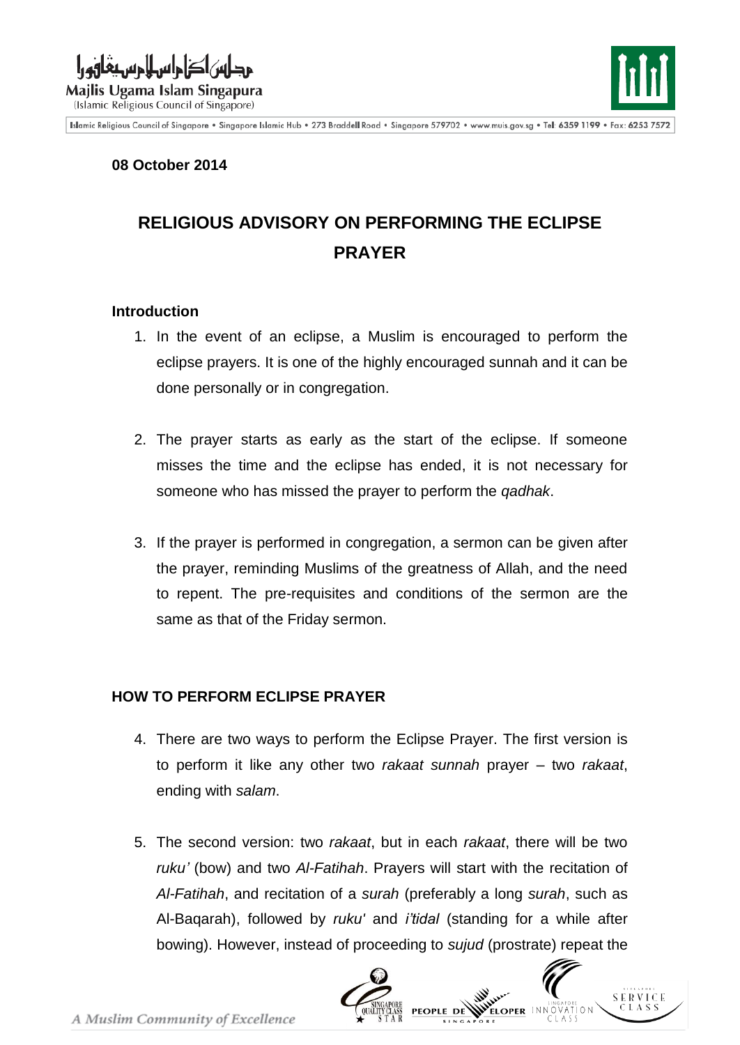**08 October 2014**

# RELIGIOUS ADVISORY ON PERFORMING THE ECLIPSE PRAYER

### Introduction

1. In the event of an eclipse, a Muslim is encouraged to perform the eclipse prayers. It is one of the highly encouraged sunnah and it can be done personally or in congregation.

2. The prayer starts as early as the start of the eclipse. If someone misses the time and the eclipse has ended, it is not necessary for someone who has missed the prayer to perform the *qadhak*.

3. If the prayer is performed in congregation, a sermon can be given after the prayer, reminding Muslims of the greatness of Allah, and the need to repent. The pre-requisites and conditions of the sermon are the same as that of the Friday sermon.

### HOW TO PERFORM ECLIPSE PRAYER

4. There are two ways to perform the Eclipse Prayer. The first version is to perform it like any other two *rakaat sunnah* prayer – two *rakaat*, ending with *salam*.

5. The second version: two *rakaat*, but in each *rakaat*, there will be two *ruku'* (bow) and two *Al-Fatihah*. Prayers will start with the recitation of *Al-Fatihah*, and recitation of a *surah* (preferably a long *surah*, such as Al-Baqarah), followed by *ruku'* and *i'tidal* (standing for a while after bowing). However, instead of proceeding to *sujud* (prostrate) repeat the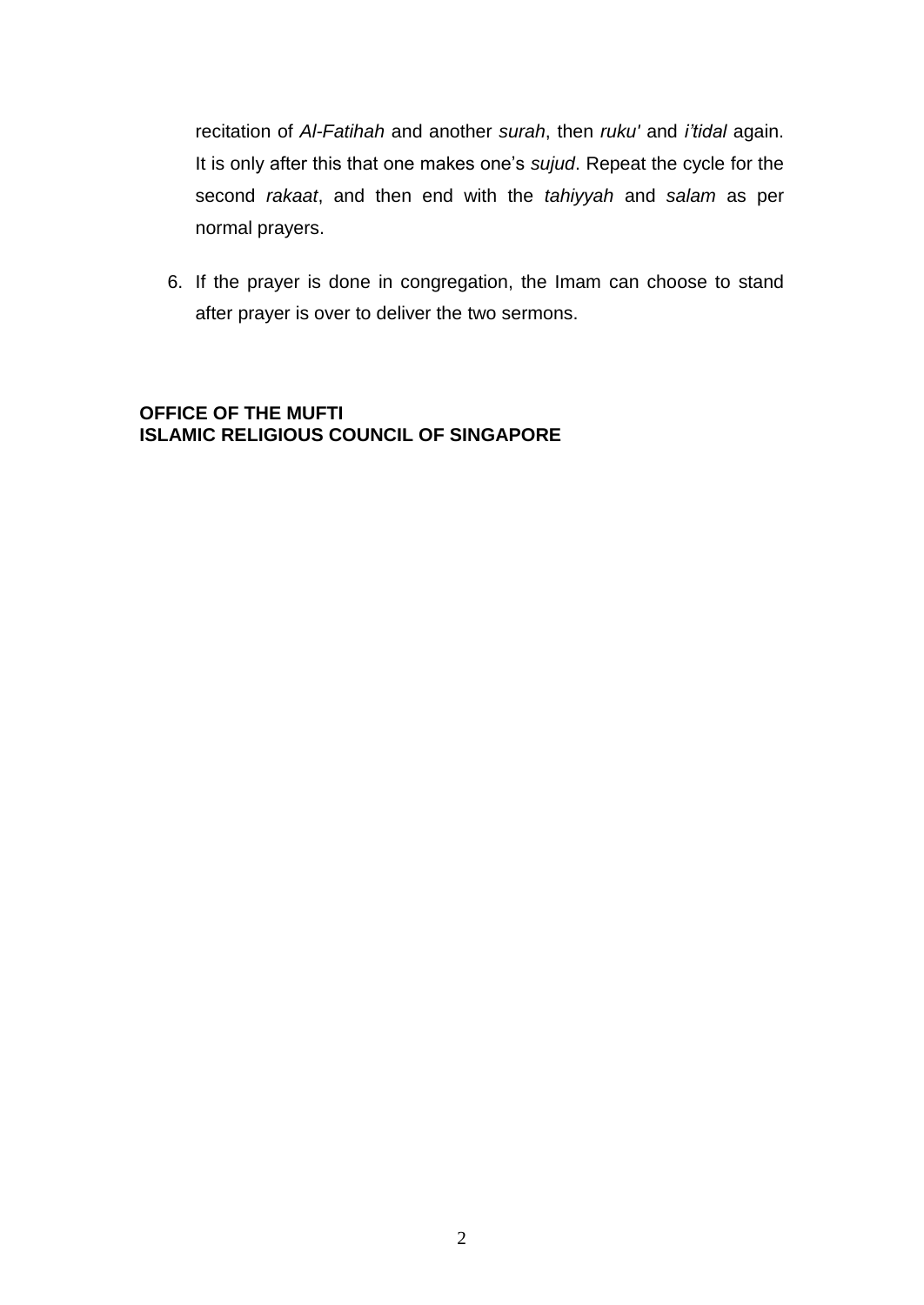recitation of *Al-Fatihah* and another *surah*, then *ruku'* and *i'tidal* again. It is only after this that one makes one's *sujud*. Repeat the cycle for the second *rakaat*, and then end with the *tahiyyah* and *salam* as per normal prayers.

6. If the prayer is done in congregation, the Imam can choose to stand after prayer is over to deliver the two sermons.

**OFFICE OF THE MUFTI**
**ISLAMIC RELIGIOUS COUNCIL OF SINGAPORE**